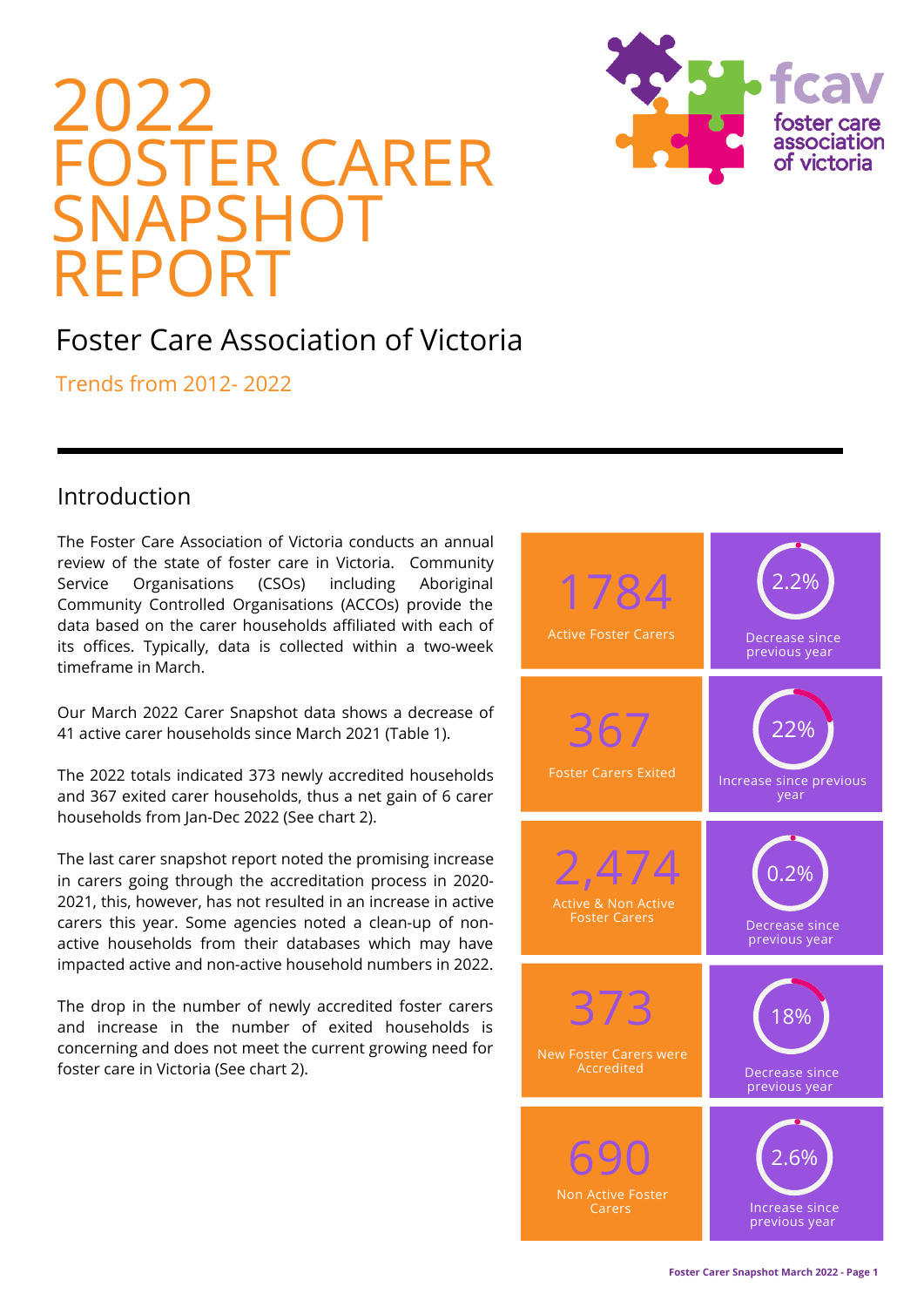# 2022 FOSTER CARER SNAPSHOT REPORT

fcav foster care association of victoria

## Foster Care Association of Victoria

Trends from 2012- 2022

## Introduction

The Foster Care Association of Victoria conducts an annual review of the state of foster care in Victoria. Community Service Organisations (CSOs) including Aboriginal Community Controlled Organisations (ACCOs) provide the data based on the carer households affiliated with each of its offices. Typically, data is collected within a two-week timeframe in March.

Our March 2022 Carer Snapshot data shows a decrease of 41 active carer households since March 2021 (Table 1).

The 2022 totals indicated 373 newly accredited households and 367 exited carer households, thus a net gain of 6 carer households from Jan-Dec 2022 (See chart 2).

The last carer snapshot report noted the promising increase in carers going through the accreditation process in 2020-2021, this, however, has not resulted in an increase in active carers this year. Some agencies noted a clean-up of non-active households from their databases which may have impacted active and non-active household numbers in 2022.

The drop in the number of newly accredited foster carers and increase in the number of exited households is concerning and does not meet the current growing need for foster care in Victoria (See chart 2).

| | |
|---|---|
| **1784** Active Foster Carers | **2.2%** Decrease since previous year |
| **367** Foster Carers Exited | **22%** Increase since previous year |
| **2,474** Active & Non Active Foster Carers | **0.2%** Decrease since previous year |
| **373** New Foster Carers were Accredited | **18%** Decrease since previous year |
| **690** Non Active Foster Carers | **2.6%** Increase since previous year |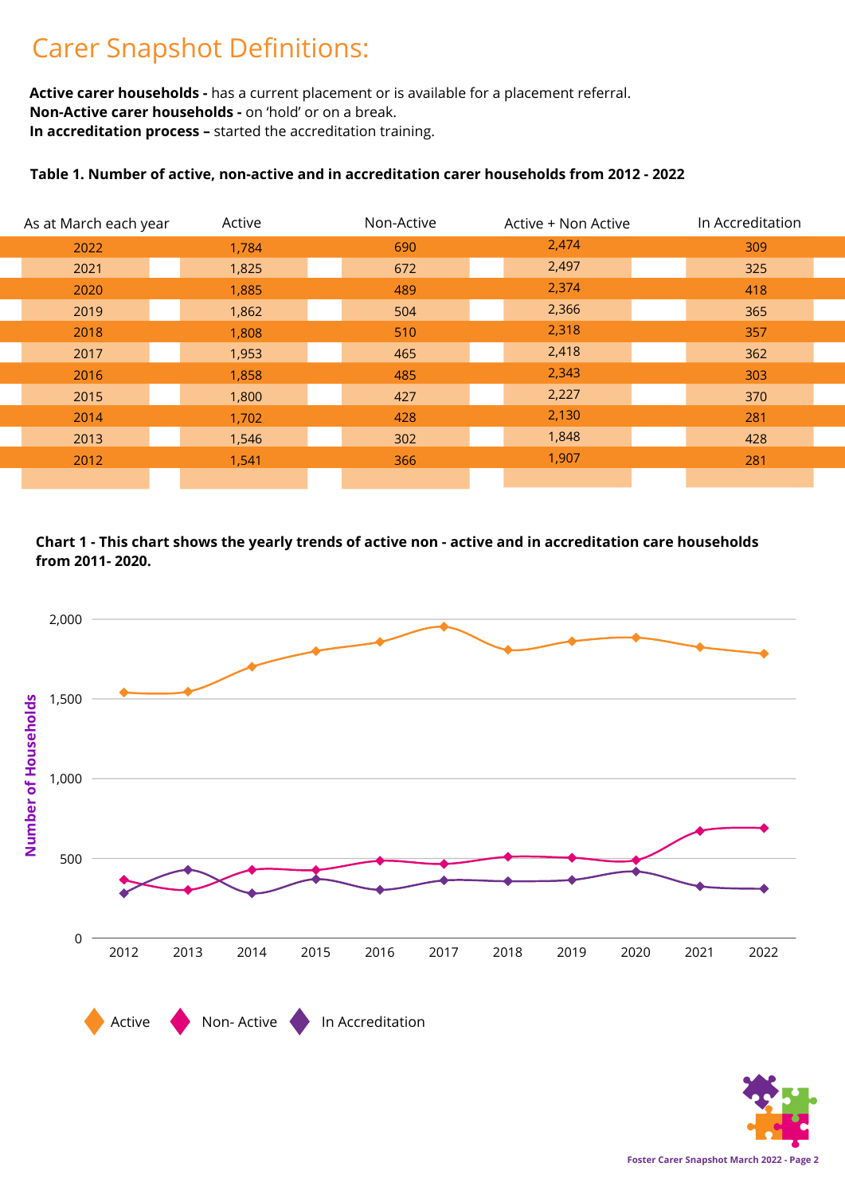# Carer Snapshot Definitions:

**Active carer households -** has a current placement or is available for a placement referral.
**Non-Active carer households -** on 'hold' or on a break.
**In accreditation process –** started the accreditation training.

**Table 1. Number of active, non-active and in accreditation carer households from 2012 - 2022**

| As at March each year | Active | Non-Active | Active + Non Active | In Accreditation |
|---|---|---|---|---|
| 2022 | 1,784 | 690 | 2,474 | 309 |
| 2021 | 1,825 | 672 | 2,497 | 325 |
| 2020 | 1,885 | 489 | 2,374 | 418 |
| 2019 | 1,862 | 504 | 2,366 | 365 |
| 2018 | 1,808 | 510 | 2,318 | 357 |
| 2017 | 1,953 | 465 | 2,418 | 362 |
| 2016 | 1,858 | 485 | 2,343 | 303 |
| 2015 | 1,800 | 427 | 2,227 | 370 |
| 2014 | 1,702 | 428 | 2,130 | 281 |
| 2013 | 1,546 | 302 | 1,848 | 428 |
| 2012 | 1,541 | 366 | 1,907 | 281 |

**Chart 1 - This chart shows the yearly trends of active non - active and in accreditation care households from 2011- 2020.**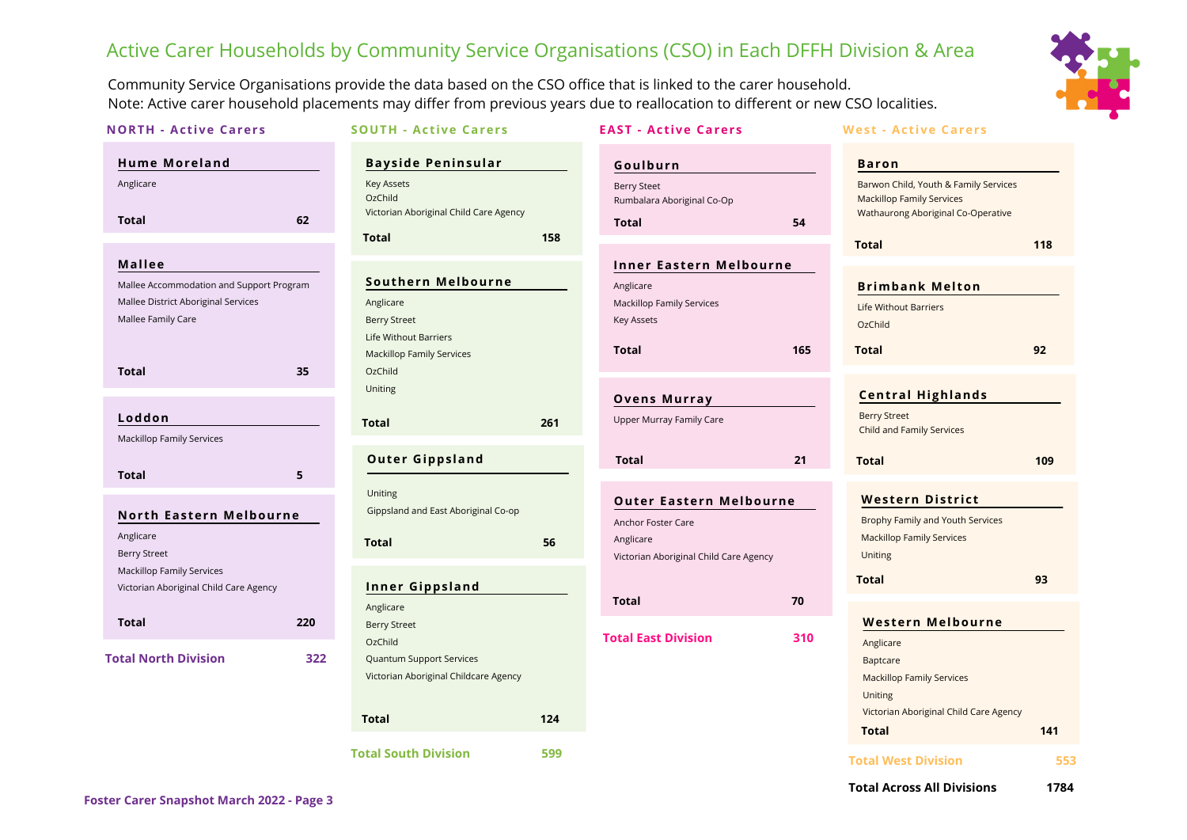# Active Carer Households by Community Service Organisations (CSO) in Each DFFH Division & Area

Community Service Organisations provide the data based on the CSO office that is linked to the carer household.
Note: Active carer household placements may differ from previous years due to reallocation to different or new CSO localities.

## NORTH - Active Carers

### Hume Moreland

Anglicare

**Total** 62

### Mallee

Mallee Accommodation and Support Program
Mallee District Aboriginal Services
Mallee Family Care

**Total** 35

### Loddon

Mackillop Family Services

**Total** 5

### North Eastern Melbourne

Anglicare
Berry Street
Mackillop Family Services
Victorian Aboriginal Child Care Agency

**Total** 220

**Total North Division** 322

## SOUTH - Active Carers

### Bayside Peninsular

Key Assets
OzChild
Victorian Aboriginal Child Care Agency

**Total** 158

### Southern Melbourne

Anglicare
Berry Street
Life Without Barriers
Mackillop Family Services
OzChild
Uniting

**Total** 261

### Outer Gippsland

Uniting
Gippsland and East Aboriginal Co-op

**Total** 56

### Inner Gippsland

Anglicare
Berry Street
OzChild
Quantum Support Services
Victorian Aboriginal Childcare Agency

**Total** 124

**Total South Division** 599

## EAST - Active Carers

### Goulburn

Berry Steet
Rumbalara Aboriginal Co-Op

**Total** 54

### Inner Eastern Melbourne

Anglicare
Mackillop Family Services
Key Assets

**Total** 165

### Ovens Murray

Upper Murray Family Care

**Total** 21

### Outer Eastern Melbourne

Anchor Foster Care
Anglicare
Victorian Aboriginal Child Care Agency

**Total** 70

**Total East Division** 310

## West - Active Carers

### Baron

Barwon Child, Youth & Family Services
Mackillop Family Services
Wathaurong Aboriginal Co-Operative

**Total** 118

### Brimbank Melton

Life Without Barriers
OzChild

**Total** 92

### Central Highlands

Berry Street
Child and Family Services

**Total** 109

### Western District

Brophy Family and Youth Services
Mackillop Family Services
Uniting

**Total** 93

### Western Melbourne

Anglicare
Baptcare
Mackillop Family Services
Uniting
Victorian Aboriginal Child Care Agency

**Total** 141

**Total West Division** 553

**Total Across All Divisions** 1784

Foster Carer Snapshot March 2022 - Page 3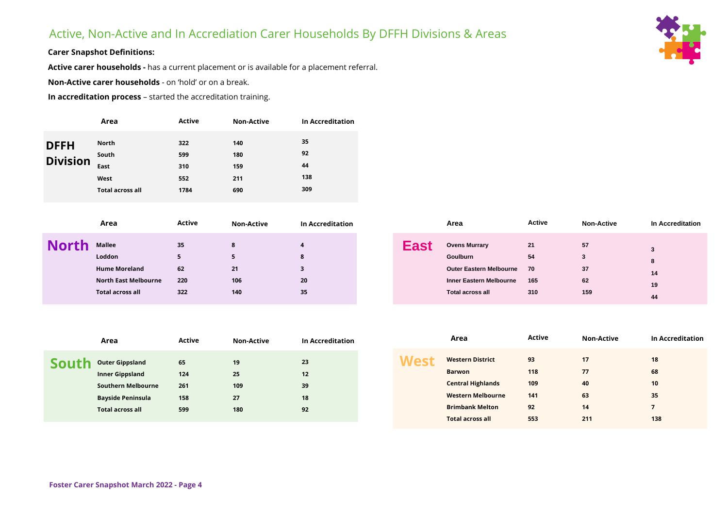# Active, Non-Active and In Accreditation Carer Households By DFFH Divisions & Areas

**Carer Snapshot Definitions:**

**Active carer households -** has a current placement or is available for a placement referral.

**Non-Active carer households** - on 'hold' or on a break.

**In accreditation process** – started the accreditation training.

| DFFH Division | Area | Active | Non-Active | In Accreditation |
|---|---|---|---|---|
| | North | 322 | 140 | 35 |
| | South | 599 | 180 | 92 |
| | East | 310 | 159 | 44 |
| | West | 552 | 211 | 138 |
| | Total across all | 1784 | 690 | 309 |

| North | Area | Active | Non-Active | In Accreditation |
|---|---|---|---|---|
| | Mallee | 35 | 8 | 4 |
| | Loddon | 5 | 5 | 8 |
| | Hume Moreland | 62 | 21 | 3 |
| | North East Melbourne | 220 | 106 | 20 |
| | Total across all | 322 | 140 | 35 |

| East | Area | Active | Non-Active | In Accreditation |
|---|---|---|---|---|
| | Ovens Murray | 21 | 57 | 3 |
| | Goulburn | 54 | 3 | 8 |
| | Outer Eastern Melbourne | 70 | 37 | 14 |
| | Inner Eastern Melbourne | 165 | 62 | 19 |
| | Total across all | 310 | 159 | 44 |

| South | Area | Active | Non-Active | In Accreditation |
|---|---|---|---|---|
| | Outer Gippsland | 65 | 19 | 23 |
| | Inner Gippsland | 124 | 25 | 12 |
| | Southern Melbourne | 261 | 109 | 39 |
| | Bayside Peninsula | 158 | 27 | 18 |
| | Total across all | 599 | 180 | 92 |

| West | Area | Active | Non-Active | In Accreditation |
|---|---|---|---|---|
| | Western District | 93 | 17 | 18 |
| | Barwon | 118 | 77 | 68 |
| | Central Highlands | 109 | 40 | 10 |
| | Western Melbourne | 141 | 63 | 35 |
| | Brimbank Melton | 92 | 14 | 7 |
| | Total across all | 553 | 211 | 138 |

Foster Carer Snapshot March 2022 - Page 4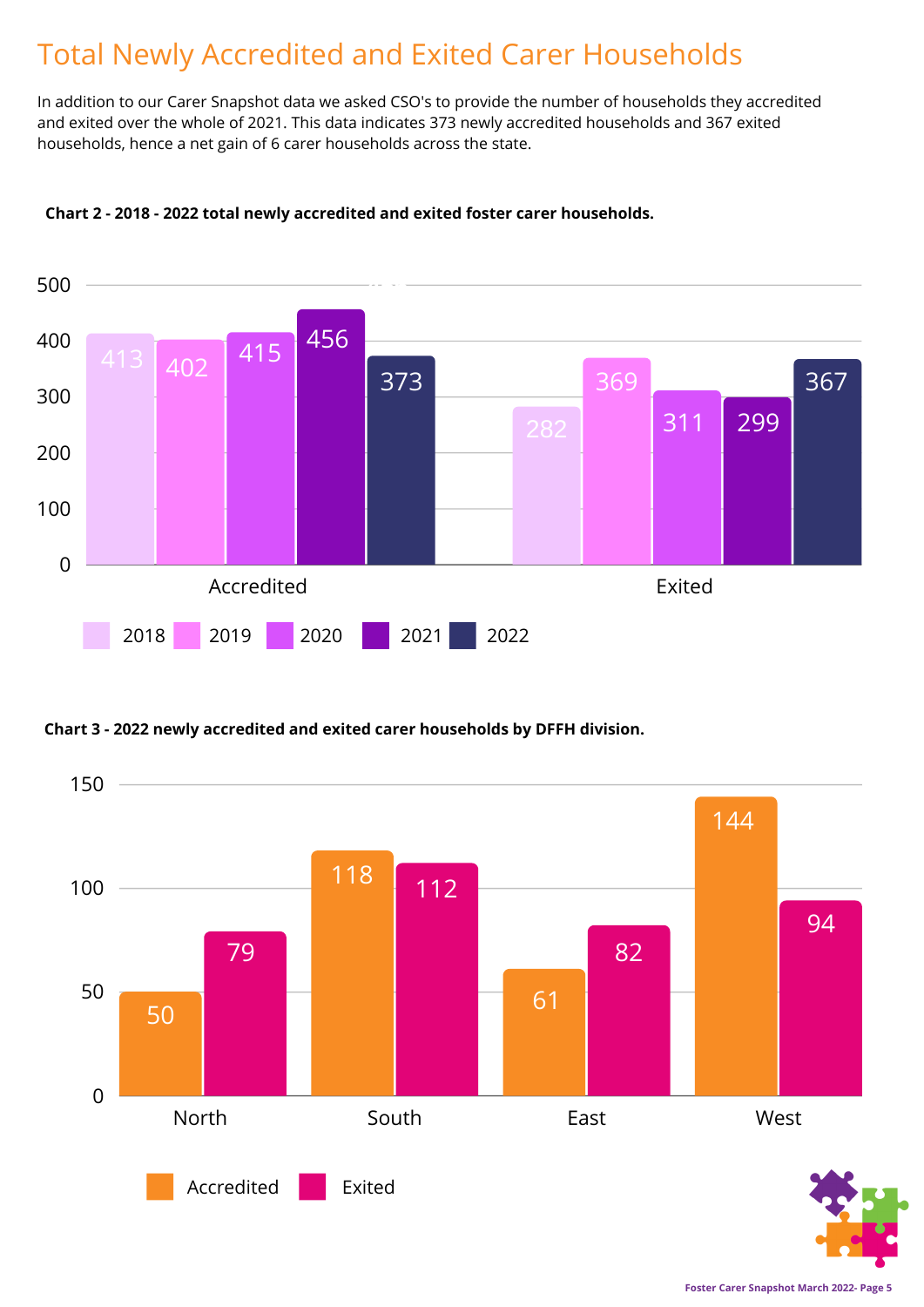# Total Newly Accredited and Exited Carer Households

In addition to our Carer Snapshot data we asked CSO's to provide the number of households they accredited and exited over the whole of 2021. This data indicates 373 newly accredited households and 367 exited households, hence a net gain of 6 carer households across the state.

**Chart 2 - 2018 - 2022 total newly accredited and exited foster carer households.**

| | 2018 | 2019 | 2020 | 2021 | 2022 |
|---|---|---|---|---|---|
| Accredited | 413 | 402 | 415 | 456 | 373 |
| Exited | 282 | 369 | 311 | 299 | 367 |

**Chart 3 - 2022 newly accredited and exited carer households by DFFH division.**

| | North | South | East | West |
|---|---|---|---|---|
| Accredited | 50 | 118 | 61 | 144 |
| Exited | 79 | 112 | 82 | 94 |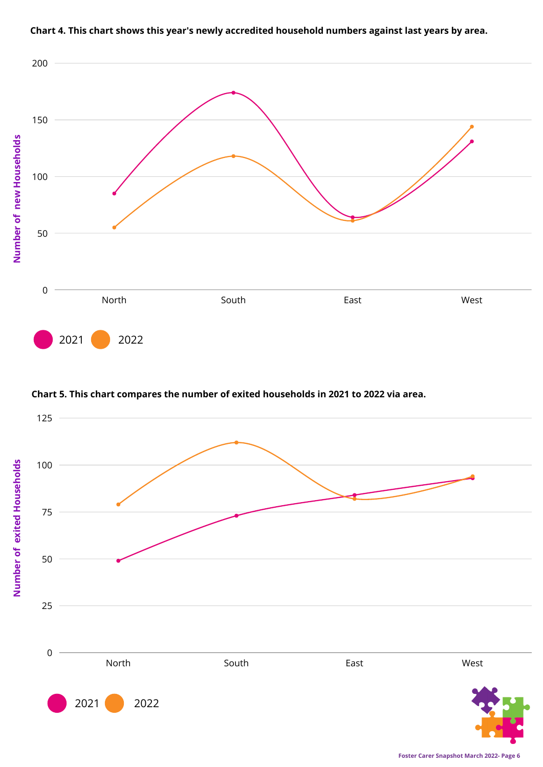**Chart 4. This chart shows this year's newly accredited household numbers against last years by area.**

Number of new Households

200

150

100

50

0

North

South

East

West

2021 2022

**Chart 5. This chart compares the number of exited households in 2021 to 2022 via area.**

Number of exited Households

125

100

75

50

25

0

North

South

East

West

2021 2022